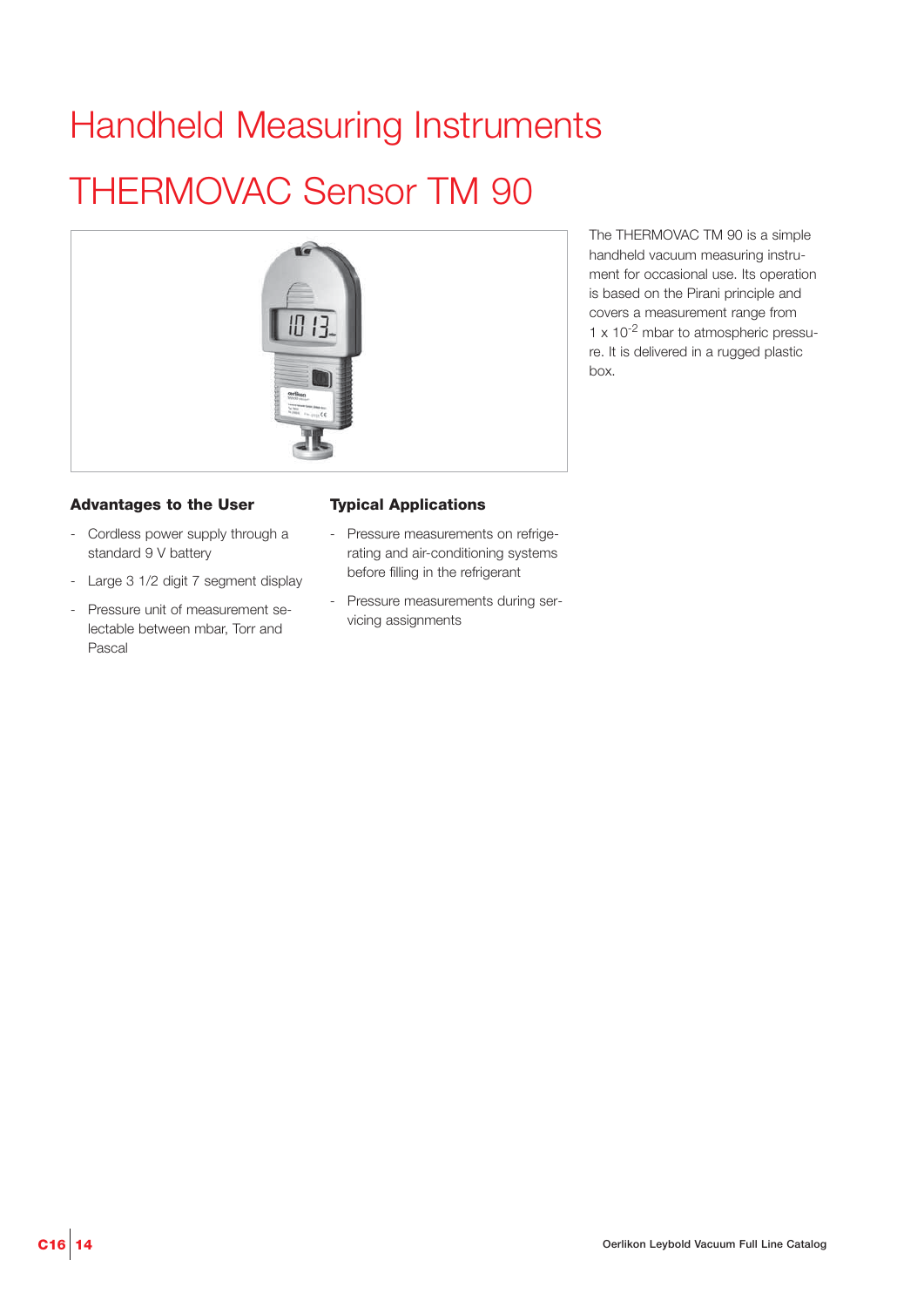# Handheld Measuring Instruments

# THERMOVAC Sensor TM 90

The THERMOVAC TM 90 is a simple handheld vacuum measuring instrument for occasional use. Its operation is based on the Pirani principle and covers a measurement range from 1 x $10^{-2}$ mbar to atmospheric pressure. It is delivered in a rugged plastic box.

### Advantages to the User

- Cordless power supply through a standard 9 V battery
- Large 3 1/2 digit 7 segment display
- Pressure unit of measurement selectable between mbar, Torr and Pascal

### Typical Applications

- Pressure measurements on refrigerating and air-conditioning systems before filling in the refrigerant
- Pressure measurements during servicing assignments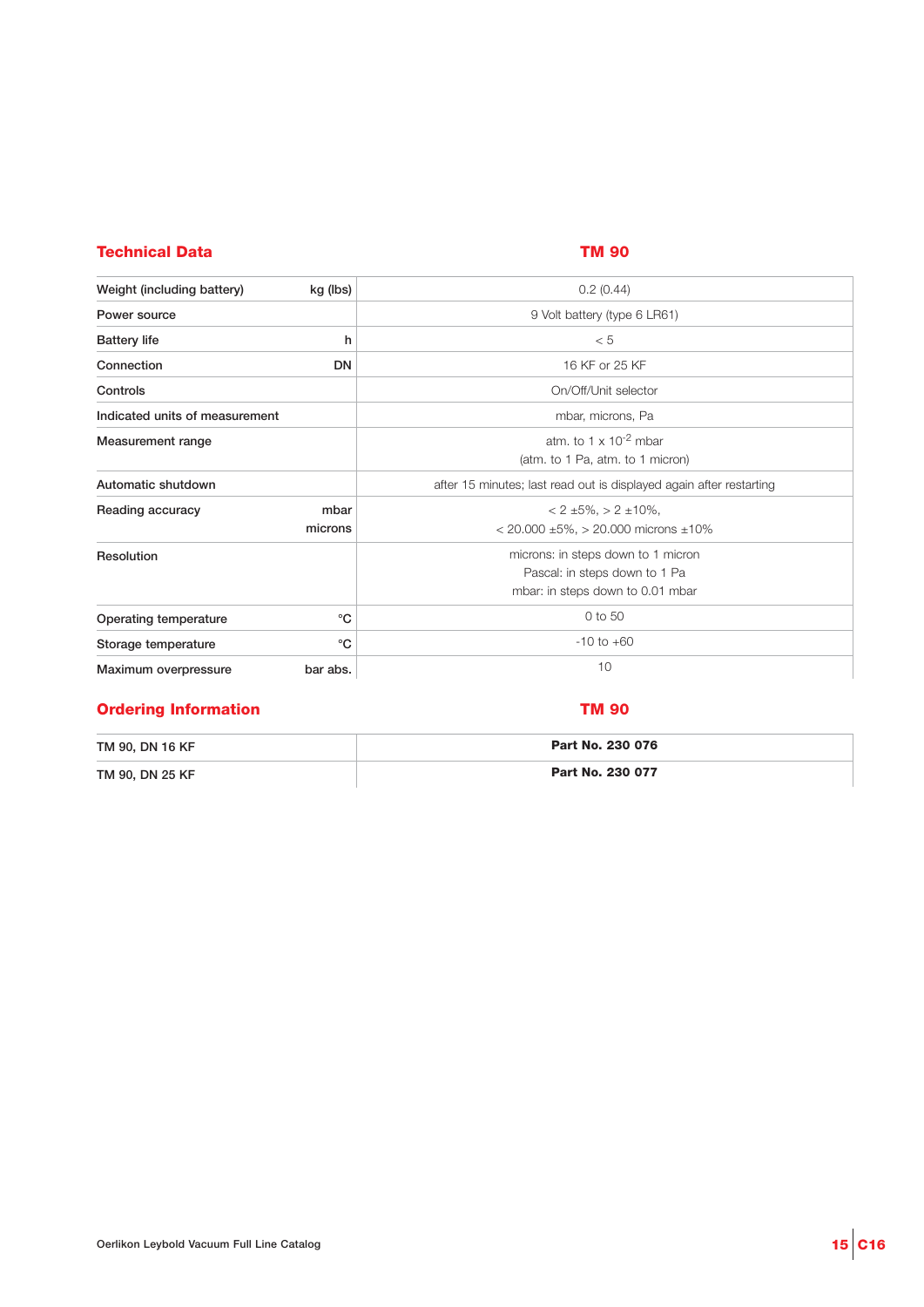## Technical Data

| | | TM 90 |
|---|---|---|
| Weight (including battery) | kg (lbs) | 0.2 (0.44) |
| Power source | | 9 Volt battery (type 6 LR61) |
| Battery life | h | < 5 |
| Connection | DN | 16 KF or 25 KF |
| Controls | | On/Off/Unit selector |
| Indicated units of measurement | | mbar, microns, Pa |
| Measurement range | | atm. to 1 x $10^{-2}$ mbar (atm. to 1 Pa, atm. to 1 micron) |
| Automatic shutdown | | after 15 minutes; last read out is displayed again after restarting |
| Reading accuracy | mbar microns | < 2 ±5%, > 2 ±10%, < 20.000 ±5%, > 20.000 microns ±10% |
| Resolution | | microns: in steps down to 1 micron Pascal: in steps down to 1 Pa mbar: in steps down to 0.01 mbar |
| Operating temperature | °C | 0 to 50 |
| Storage temperature | °C | -10 to +60 |
| Maximum overpressure | bar abs. | 10 |

## Ordering Information

| | TM 90 |
|---|---|
| TM 90, DN 16 KF | **Part No. 230 076** |
| TM 90, DN 25 KF | **Part No. 230 077** |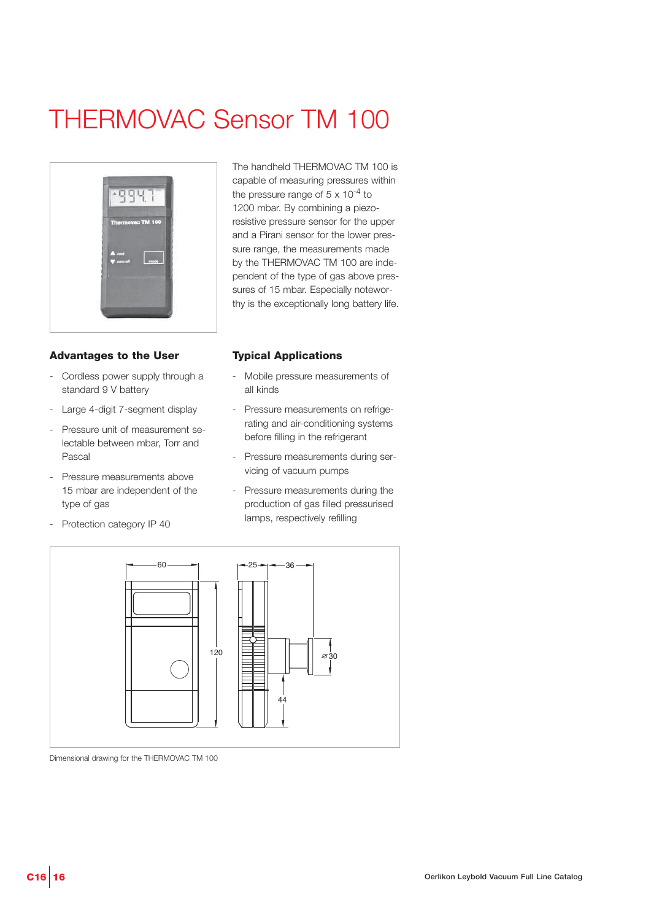# THERMOVAC Sensor TM 100

The handheld THERMOVAC TM 100 is capable of measuring pressures within the pressure range of 5 x $10^{-4}$ to 1200 mbar. By combining a piezo-resistive pressure sensor for the upper and a Pirani sensor for the lower pressure range, the measurements made by the THERMOVAC TM 100 are independent of the type of gas above pressures of 15 mbar. Especially noteworthy is the exceptionally long battery life.

### Advantages to the User

- Cordless power supply through a standard 9 V battery
- Large 4-digit 7-segment display
- Pressure unit of measurement selectable between mbar, Torr and Pascal
- Pressure measurements above 15 mbar are independent of the type of gas
- Protection category IP 40

### Typical Applications

- Mobile pressure measurements of all kinds
- Pressure measurements on refrigerating and air-conditioning systems before filling in the refrigerant
- Pressure measurements during servicing of vacuum pumps
- Pressure measurements during the production of gas filled pressurised lamps, respectively refilling

Dimensional drawing for the THERMOVAC TM 100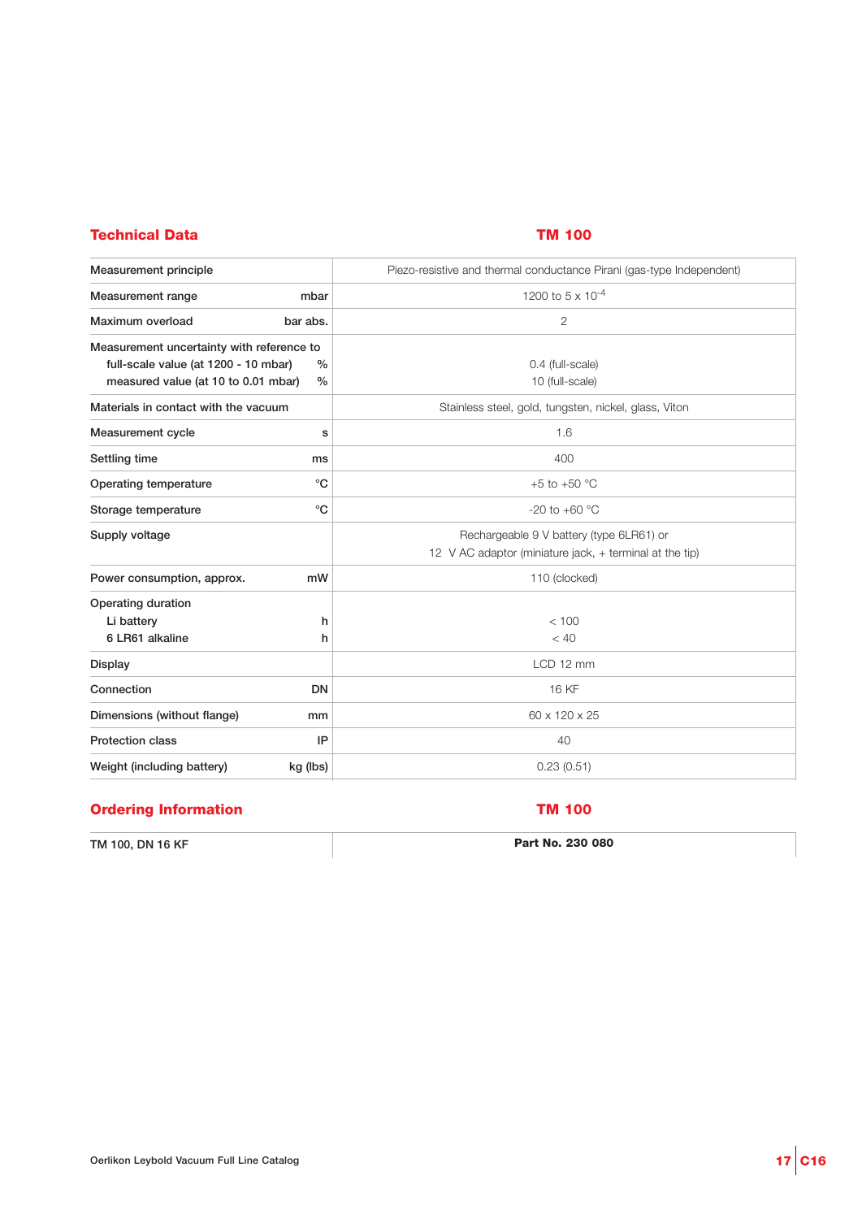## Technical Data

| | | TM 100 |
|---|---|---|
| Measurement principle | | Piezo-resistive and thermal conductance Pirani (gas-type Independent) |
| Measurement range | mbar | 1200 to 5 x $10^{-4}$ |
| Maximum overload | bar abs. | 2 |
| Measurement uncertainty with reference to<br>full-scale value (at 1200 - 10 mbar)<br>measured value (at 10 to 0.01 mbar) | <br>%<br>% | <br>0.4 (full-scale)<br>10 (full-scale) |
| Materials in contact with the vacuum | | Stainless steel, gold, tungsten, nickel, glass, Viton |
| Measurement cycle | s | 1.6 |
| Settling time | ms | 400 |
| Operating temperature | °C | +5 to +50 °C |
| Storage temperature | °C | -20 to +60 °C |
| Supply voltage | | Rechargeable 9 V battery (type 6LR61) or<br>12 V AC adaptor (miniature jack, + terminal at the tip) |
| Power consumption, approx. | mW | 110 (clocked) |
| Operating duration<br>Li battery<br>6 LR61 alkaline | <br>h<br>h | <br>< 100<br>< 40 |
| Display | | LCD 12 mm |
| Connection | DN | 16 KF |
| Dimensions (without flange) | mm | 60 x 120 x 25 |
| Protection class | IP | 40 |
| Weight (including battery) | kg (lbs) | 0.23 (0.51) |

## Ordering Information

| | TM 100 |
|---|---|
| TM 100, DN 16 KF | **Part No. 230 080** |